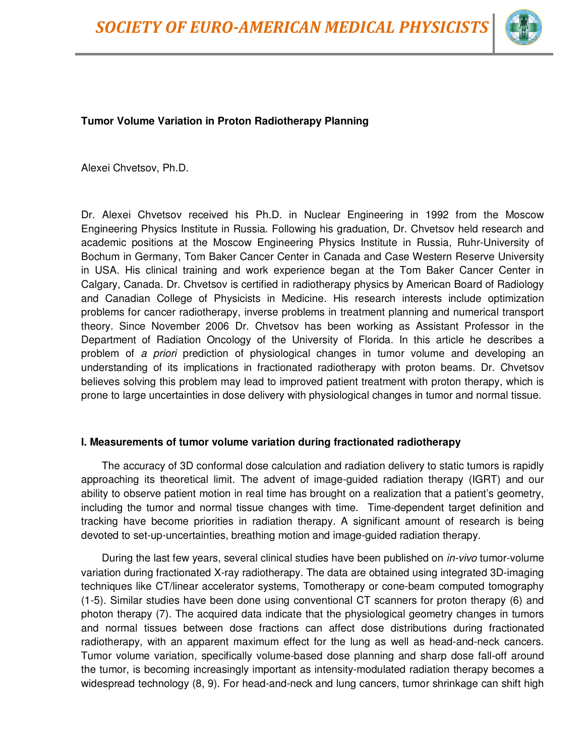**Tumor Volume Variation in Proton Radiotherapy Planning**

Alexei Chvetsov, Ph.D.

Dr. Alexei Chvetsov received his Ph.D. in Nuclear Engineering in 1992 from the Moscow Engineering Physics Institute in Russia. Following his graduation, Dr. Chvetsov held research and academic positions at the Moscow Engineering Physics Institute in Russia, Ruhr-University of Bochum in Germany, Tom Baker Cancer Center in Canada and Case Western Reserve University in USA. His clinical training and work experience began at the Tom Baker Cancer Center in Calgary, Canada. Dr. Chvetsov is certified in radiotherapy physics by American Board of Radiology and Canadian College of Physicists in Medicine. His research interests include optimization problems for cancer radiotherapy, inverse problems in treatment planning and numerical transport theory. Since November 2006 Dr. Chvetsov has been working as Assistant Professor in the Department of Radiation Oncology of the University of Florida. In this article he describes a problem of *a priori* prediction of physiological changes in tumor volume and developing an understanding of its implications in fractionated radiotherapy with proton beams. Dr. Chvetsov believes solving this problem may lead to improved patient treatment with proton therapy, which is prone to large uncertainties in dose delivery with physiological changes in tumor and normal tissue.

**I. Measurements of tumor volume variation during fractionated radiotherapy**

The accuracy of 3D conformal dose calculation and radiation delivery to static tumors is rapidly approaching its theoretical limit. The advent of image-guided radiation therapy (IGRT) and our ability to observe patient motion in real time has brought on a realization that a patient's geometry, including the tumor and normal tissue changes with time. Time-dependent target definition and tracking have become priorities in radiation therapy. A significant amount of research is being devoted to set-up-uncertainties, breathing motion and image-guided radiation therapy.

During the last few years, several clinical studies have been published on *in-vivo* tumor-volume variation during fractionated X-ray radiotherapy. The data are obtained using integrated 3D-imaging techniques like CT/linear accelerator systems, Tomotherapy or cone-beam computed tomography (1-5). Similar studies have been done using conventional CT scanners for proton therapy (6) and photon therapy (7). The acquired data indicate that the physiological geometry changes in tumors and normal tissues between dose fractions can affect dose distributions during fractionated radiotherapy, with an apparent maximum effect for the lung as well as head-and-neck cancers. Tumor volume variation, specifically volume-based dose planning and sharp dose fall-off around the tumor, is becoming increasingly important as intensity-modulated radiation therapy becomes a widespread technology (8, 9). For head-and-neck and lung cancers, tumor shrinkage can shift high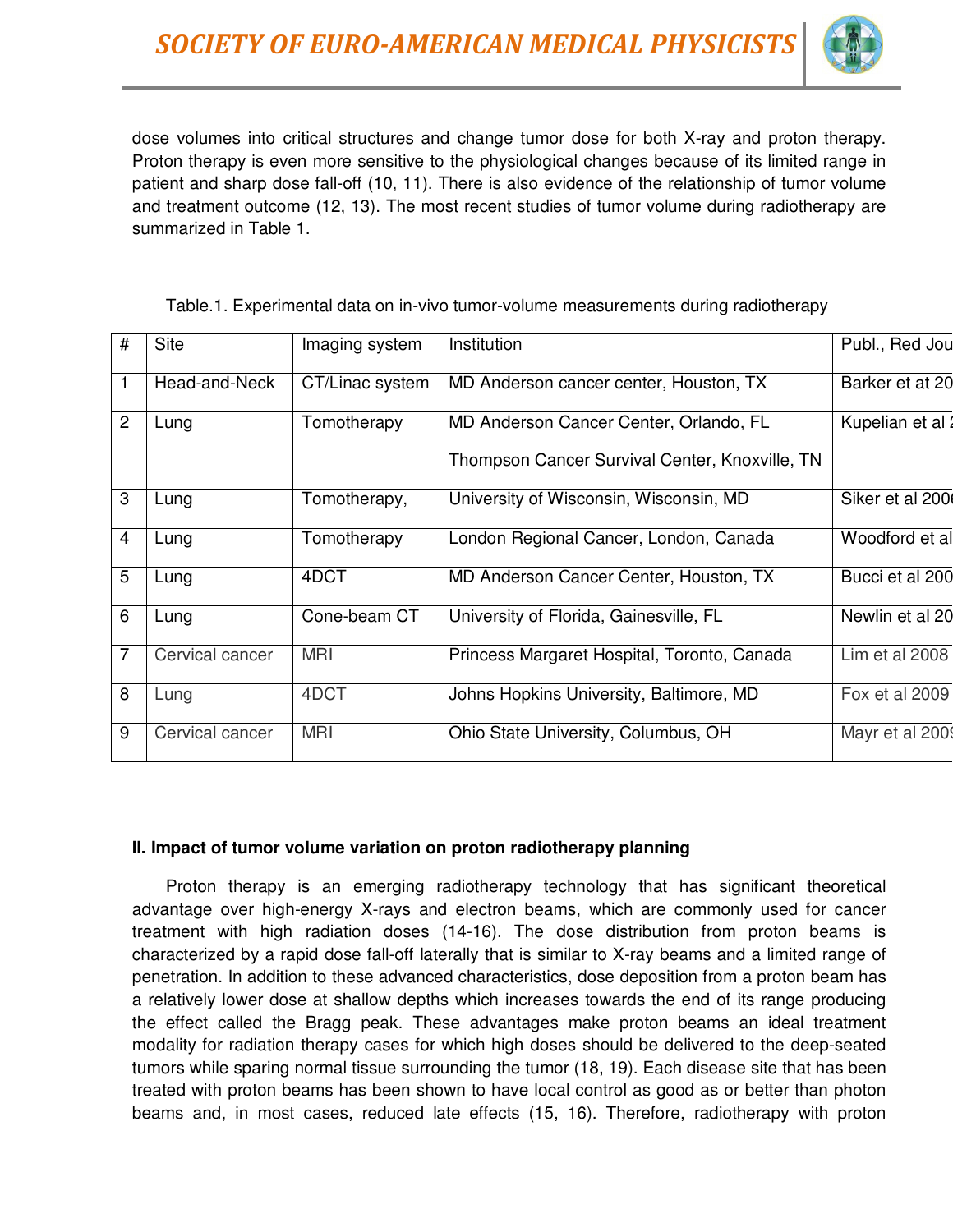dose volumes into critical structures and change tumor dose for both X-ray and proton therapy. Proton therapy is even more sensitive to the physiological changes because of its limited range in patient and sharp dose fall-off (10, 11). There is also evidence of the relationship of tumor volume and treatment outcome (12, 13). The most recent studies of tumor volume during radiotherapy are summarized in Table 1.

Table.1. Experimental data on in-vivo tumor-volume measurements during radiotherapy

| # | Site | Imaging system | Institution | Publ., Red Jou |
|---|---|---|---|---|
| 1 | Head-and-Neck | CT/Linac system | MD Anderson cancer center, Houston, TX | Barker et at 20 |
| 2 | Lung | Tomotherapy | MD Anderson Cancer Center, Orlando, FL<br>Thompson Cancer Survival Center, Knoxville, TN | Kupelian et al 2 |
| 3 | Lung | Tomotherapy, | University of Wisconsin, Wisconsin, MD | Siker et al 2006 |
| 4 | Lung | Tomotherapy | London Regional Cancer, London, Canada | Woodford et al |
| 5 | Lung | 4DCT | MD Anderson Cancer Center, Houston, TX | Bucci et al 200 |
| 6 | Lung | Cone-beam CT | University of Florida, Gainesville, FL | Newlin et al 20 |
| 7 | Cervical cancer | MRI | Princess Margaret Hospital, Toronto, Canada | Lim et al 2008 |
| 8 | Lung | 4DCT | Johns Hopkins University, Baltimore, MD | Fox et al 2009 |
| 9 | Cervical cancer | MRI | Ohio State University, Columbus, OH | Mayr et al 2009 |

**II. Impact of tumor volume variation on proton radiotherapy planning**

Proton therapy is an emerging radiotherapy technology that has significant theoretical advantage over high-energy X-rays and electron beams, which are commonly used for cancer treatment with high radiation doses (14-16). The dose distribution from proton beams is characterized by a rapid dose fall-off laterally that is similar to X-ray beams and a limited range of penetration. In addition to these advanced characteristics, dose deposition from a proton beam has a relatively lower dose at shallow depths which increases towards the end of its range producing the effect called the Bragg peak. These advantages make proton beams an ideal treatment modality for radiation therapy cases for which high doses should be delivered to the deep-seated tumors while sparing normal tissue surrounding the tumor (18, 19). Each disease site that has been treated with proton beams has been shown to have local control as good as or better than photon beams and, in most cases, reduced late effects (15, 16). Therefore, radiotherapy with proton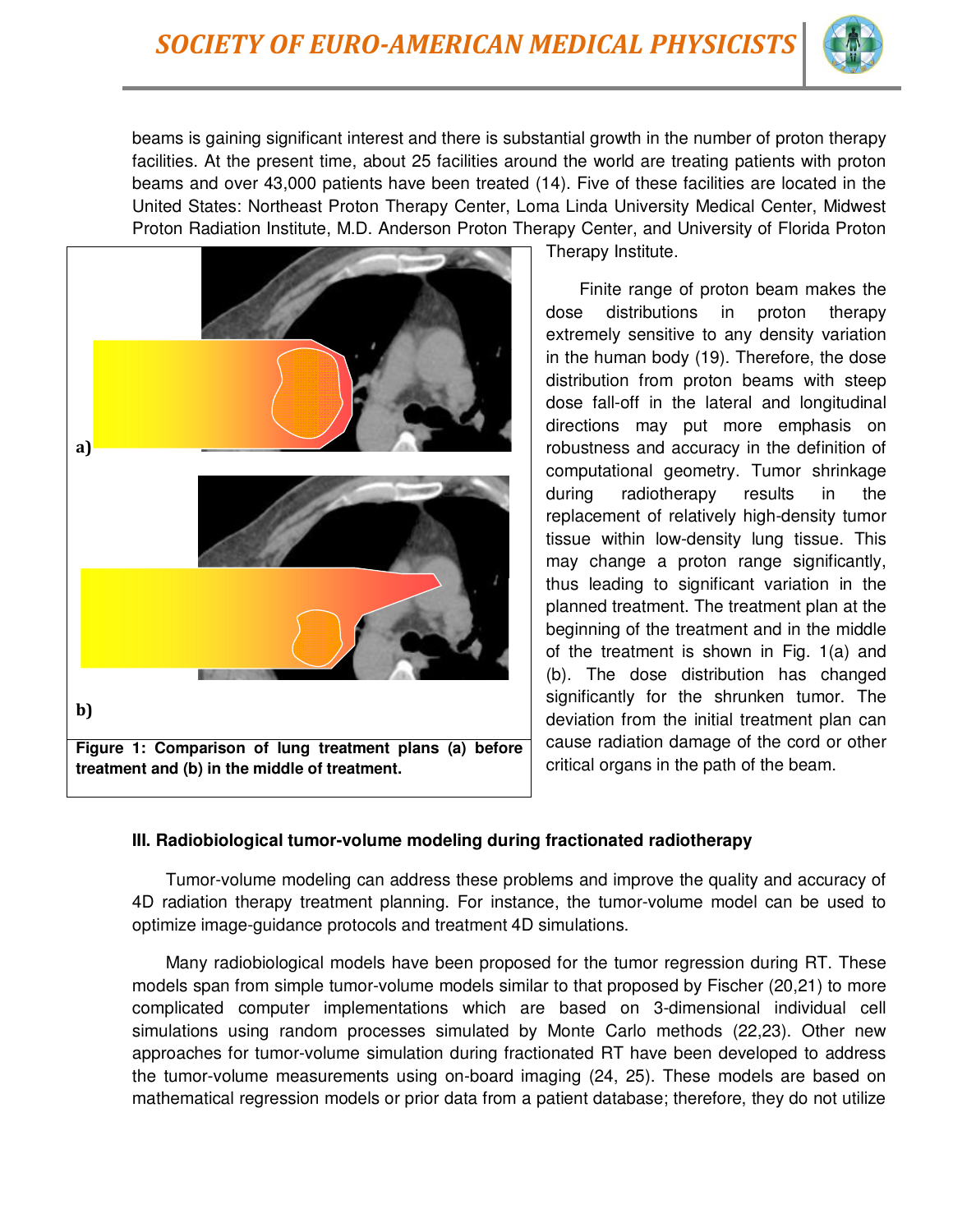beams is gaining significant interest and there is substantial growth in the number of proton therapy facilities. At the present time, about 25 facilities around the world are treating patients with proton beams and over 43,000 patients have been treated (14). Five of these facilities are located in the United States: Northeast Proton Therapy Center, Loma Linda University Medical Center, Midwest Proton Radiation Institute, M.D. Anderson Proton Therapy Center, and University of Florida Proton Therapy Institute.

a)

b)

**Figure 1: Comparison of lung treatment plans (a) before treatment and (b) in the middle of treatment.**

Finite range of proton beam makes the dose distributions in proton therapy extremely sensitive to any density variation in the human body (19). Therefore, the dose distribution from proton beams with steep dose fall-off in the lateral and longitudinal directions may put more emphasis on robustness and accuracy in the definition of computational geometry. Tumor shrinkage during radiotherapy results in the replacement of relatively high-density tumor tissue within low-density lung tissue. This may change a proton range significantly, thus leading to significant variation in the planned treatment. The treatment plan at the beginning of the treatment and in the middle of the treatment is shown in Fig. 1(a) and (b). The dose distribution has changed significantly for the shrunken tumor. The deviation from the initial treatment plan can cause radiation damage of the cord or other critical organs in the path of the beam.

### III. Radiobiological tumor-volume modeling during fractionated radiotherapy

Tumor-volume modeling can address these problems and improve the quality and accuracy of 4D radiation therapy treatment planning. For instance, the tumor-volume model can be used to optimize image-guidance protocols and treatment 4D simulations.

Many radiobiological models have been proposed for the tumor regression during RT. These models span from simple tumor-volume models similar to that proposed by Fischer (20,21) to more complicated computer implementations which are based on 3-dimensional individual cell simulations using random processes simulated by Monte Carlo methods (22,23). Other new approaches for tumor-volume simulation during fractionated RT have been developed to address the tumor-volume measurements using on-board imaging (24, 25). These models are based on mathematical regression models or prior data from a patient database; therefore, they do not utilize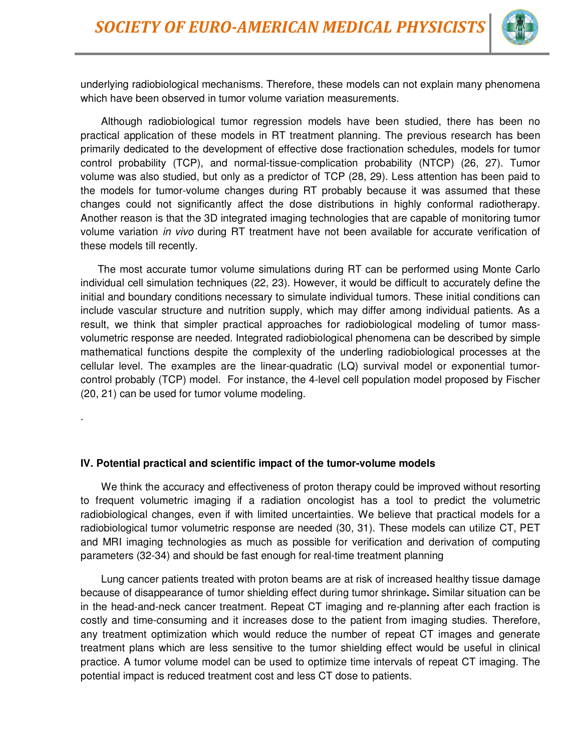underlying radiobiological mechanisms. Therefore, these models can not explain many phenomena which have been observed in tumor volume variation measurements.

Although radiobiological tumor regression models have been studied, there has been no practical application of these models in RT treatment planning. The previous research has been primarily dedicated to the development of effective dose fractionation schedules, models for tumor control probability (TCP), and normal-tissue-complication probability (NTCP) (26, 27). Tumor volume was also studied, but only as a predictor of TCP (28, 29). Less attention has been paid to the models for tumor-volume changes during RT probably because it was assumed that these changes could not significantly affect the dose distributions in highly conformal radiotherapy. Another reason is that the 3D integrated imaging technologies that are capable of monitoring tumor volume variation *in vivo* during RT treatment have not been available for accurate verification of these models till recently.

The most accurate tumor volume simulations during RT can be performed using Monte Carlo individual cell simulation techniques (22, 23). However, it would be difficult to accurately define the initial and boundary conditions necessary to simulate individual tumors. These initial conditions can include vascular structure and nutrition supply, which may differ among individual patients. As a result, we think that simpler practical approaches for radiobiological modeling of tumor mass-volumetric response are needed. Integrated radiobiological phenomena can be described by simple mathematical functions despite the complexity of the underling radiobiological processes at the cellular level. The examples are the linear-quadratic (LQ) survival model or exponential tumor-control probably (TCP) model. For instance, the 4-level cell population model proposed by Fischer (20, 21) can be used for tumor volume modeling.

.

**IV. Potential practical and scientific impact of the tumor-volume models**

We think the accuracy and effectiveness of proton therapy could be improved without resorting to frequent volumetric imaging if a radiation oncologist has a tool to predict the volumetric radiobiological changes, even if with limited uncertainties. We believe that practical models for a radiobiological tumor volumetric response are needed (30, 31). These models can utilize CT, PET and MRI imaging technologies as much as possible for verification and derivation of computing parameters (32-34) and should be fast enough for real-time treatment planning

Lung cancer patients treated with proton beams are at risk of increased healthy tissue damage because of disappearance of tumor shielding effect during tumor shrinkage**.** Similar situation can be in the head-and-neck cancer treatment. Repeat CT imaging and re-planning after each fraction is costly and time-consuming and it increases dose to the patient from imaging studies. Therefore, any treatment optimization which would reduce the number of repeat CT images and generate treatment plans which are less sensitive to the tumor shielding effect would be useful in clinical practice. A tumor volume model can be used to optimize time intervals of repeat CT imaging. The potential impact is reduced treatment cost and less CT dose to patients.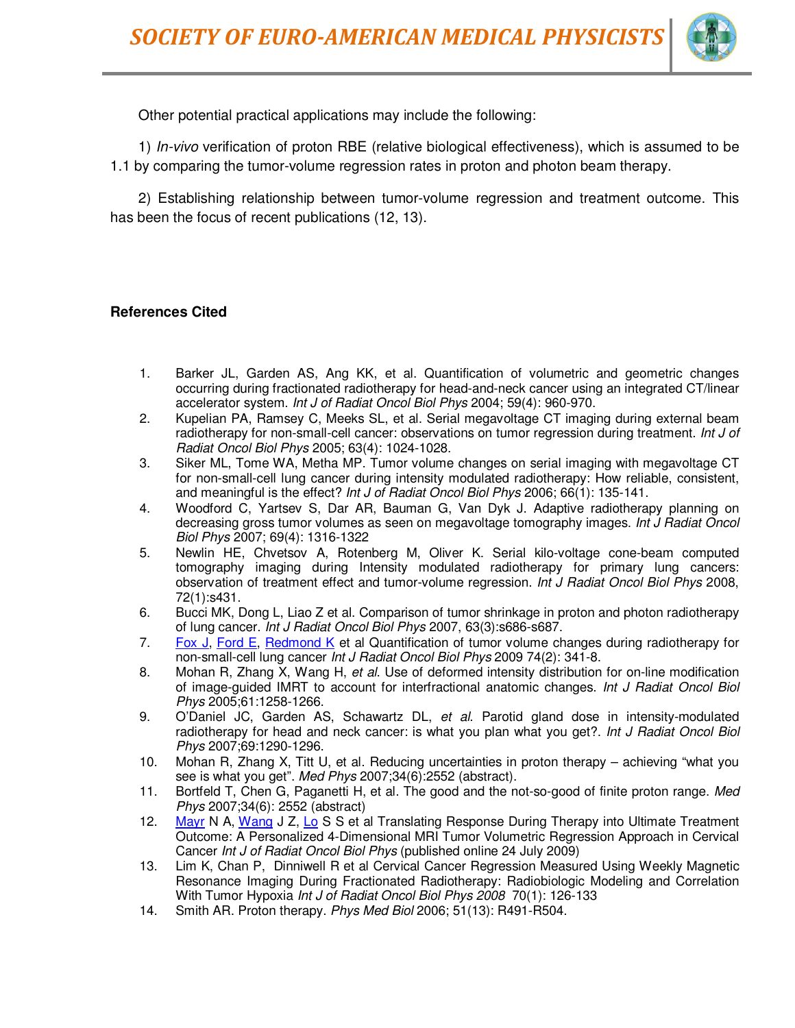Other potential practical applications may include the following:

1) *In-vivo* verification of proton RBE (relative biological effectiveness), which is assumed to be 1.1 by comparing the tumor-volume regression rates in proton and photon beam therapy.

2) Establishing relationship between tumor-volume regression and treatment outcome. This has been the focus of recent publications (12, 13).

**References Cited**

1. Barker JL, Garden AS, Ang KK, et al. Quantification of volumetric and geometric changes occurring during fractionated radiotherapy for head-and-neck cancer using an integrated CT/linear accelerator system. *Int J of Radiat Oncol Biol Phys* 2004; 59(4): 960-970.
2. Kupelian PA, Ramsey C, Meeks SL, et al. Serial megavoltage CT imaging during external beam radiotherapy for non-small-cell cancer: observations on tumor regression during treatment. *Int J of Radiat Oncol Biol Phys* 2005; 63(4): 1024-1028.
3. Siker ML, Tome WA, Metha MP. Tumor volume changes on serial imaging with megavoltage CT for non-small-cell lung cancer during intensity modulated radiotherapy: How reliable, consistent, and meaningful is the effect? *Int J of Radiat Oncol Biol Phys* 2006; 66(1): 135-141.
4. Woodford C, Yartsev S, Dar AR, Bauman G, Van Dyk J. Adaptive radiotherapy planning on decreasing gross tumor volumes as seen on megavoltage tomography images. *Int J Radiat Oncol Biol Phys* 2007; 69(4): 1316-1322
5. Newlin HE, Chvetsov A, Rotenberg M, Oliver K. Serial kilo-voltage cone-beam computed tomography imaging during Intensity modulated radiotherapy for primary lung cancers: observation of treatment effect and tumor-volume regression. *Int J Radiat Oncol Biol Phys* 2008, 72(1):s431.
6. Bucci MK, Dong L, Liao Z et al. Comparison of tumor shrinkage in proton and photon radiotherapy of lung cancer. *Int J Radiat Oncol Biol Phys* 2007, 63(3):s686-s687.
7. Fox J, Ford E, Redmond K et al Quantification of tumor volume changes during radiotherapy for non-small-cell lung cancer *Int J Radiat Oncol Biol Phys* 2009 74(2): 341-8.
8. Mohan R, Zhang X, Wang H, *et al*. Use of deformed intensity distribution for on-line modification of image-guided IMRT to account for interfractional anatomic changes. *Int J Radiat Oncol Biol Phys* 2005;61:1258-1266.
9. O'Daniel JC, Garden AS, Schawartz DL, *et al*. Parotid gland dose in intensity-modulated radiotherapy for head and neck cancer: is what you plan what you get?. *Int J Radiat Oncol Biol Phys* 2007;69:1290-1296.
10. Mohan R, Zhang X, Titt U, et al. Reducing uncertainties in proton therapy – achieving "what you see is what you get". *Med Phys* 2007;34(6):2552 (abstract).
11. Bortfeld T, Chen G, Paganetti H, et al. The good and the not-so-good of finite proton range. *Med Phys* 2007;34(6): 2552 (abstract)
12. Mayr N A, Wang J Z, Lo S S et al Translating Response During Therapy into Ultimate Treatment Outcome: A Personalized 4-Dimensional MRI Tumor Volumetric Regression Approach in Cervical Cancer *Int J of Radiat Oncol Biol Phys* (published online 24 July 2009)
13. Lim K, Chan P, Dinniwell R et al Cervical Cancer Regression Measured Using Weekly Magnetic Resonance Imaging During Fractionated Radiotherapy: Radiobiologic Modeling and Correlation With Tumor Hypoxia *Int J of Radiat Oncol Biol Phys 2008* 70(1): 126-133
14. Smith AR. Proton therapy. *Phys Med Biol* 2006; 51(13): R491-R504.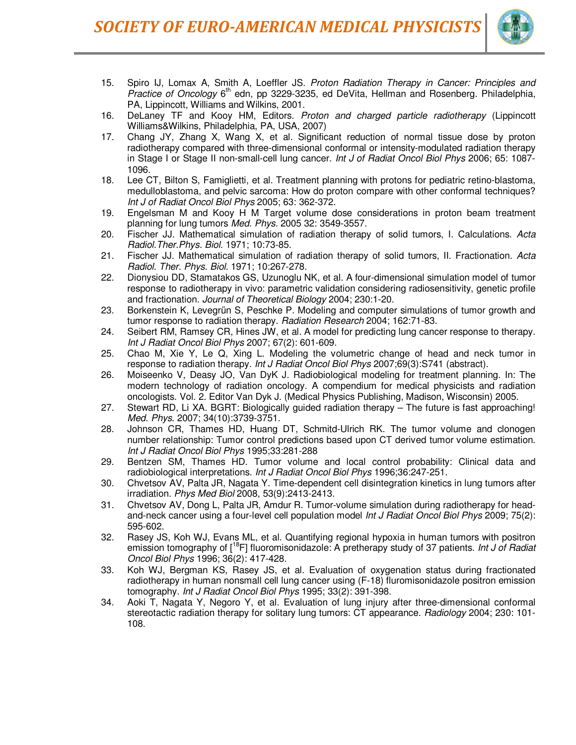15. Spiro IJ, Lomax A, Smith A, Loeffler JS. *Proton Radiation Therapy in Cancer: Principles and Practice of Oncology* 6th edn, pp 3229-3235, ed DeVita, Hellman and Rosenberg. Philadelphia, PA, Lippincott, Williams and Wilkins, 2001.
16. DeLaney TF and Kooy HM, Editors. *Proton and charged particle radiotherapy* (Lippincott Williams&Wilkins, Philadelphia, PA, USA, 2007)
17. Chang JY, Zhang X, Wang X, et al. Significant reduction of normal tissue dose by proton radiotherapy compared with three-dimensional conformal or intensity-modulated radiation therapy in Stage I or Stage II non-small-cell lung cancer. *Int J of Radiat Oncol Biol Phys* 2006; 65: 1087-1096.
18. Lee CT, Bilton S, Famiglietti, et al. Treatment planning with protons for pediatric retino-blastoma, medulloblastoma, and pelvic sarcoma: How do proton compare with other conformal techniques? *Int J of Radiat Oncol Biol Phys* 2005; 63: 362-372.
19. Engelsman M and Kooy H M Target volume dose considerations in proton beam treatment planning for lung tumors *Med. Phys.* 2005 32: 3549-3557.
20. Fischer JJ. Mathematical simulation of radiation therapy of solid tumors, I. Calculations. *Acta Radiol.Ther.Phys. Biol.* 1971; 10:73-85.
21. Fischer JJ. Mathematical simulation of radiation therapy of solid tumors, II. Fractionation. *Acta Radiol. Ther. Phys. Biol.* 1971; 10:267-278.
22. Dionysiou DD, Stamatakos GS, Uzunoglu NK, et al. A four-dimensional simulation model of tumor response to radiotherapy in vivo: parametric validation considering radiosensitivity, genetic profile and fractionation. *Journal of Theoretical Biology* 2004; 230:1-20.
23. Borkenstein K, Levegrün S, Peschke P. Modeling and computer simulations of tumor growth and tumor response to radiation therapy. *Radiation Research* 2004; 162:71-83.
24. Seibert RM, Ramsey CR, Hines JW, et al. A model for predicting lung cancer response to therapy. *Int J Radiat Oncol Biol Phys* 2007; 67(2): 601-609.
25. Chao M, Xie Y, Le Q, Xing L. Modeling the volumetric change of head and neck tumor in response to radiation therapy. *Int J Radiat Oncol Biol Phys* 2007;69(3):S741 (abstract).
26. Moiseenko V, Deasy JO, Van DyK J. Radiobiological modeling for treatment planning. In: The modern technology of radiation oncology. A compendium for medical physicists and radiation oncologists. Vol. 2. Editor Van Dyk J. (Medical Physics Publishing, Madison, Wisconsin) 2005.
27. Stewart RD, Li XA. BGRT: Biologically guided radiation therapy – The future is fast approaching! *Med. Phys*. 2007; 34(10):3739-3751.
28. Johnson CR, Thames HD, Huang DT, Schmidt-Ulrich RK. The tumor volume and clonogen number relationship: Tumor control predictions based upon CT derived tumor volume estimation. *Int J Radiat Oncol Biol Phys* 1995;33:281-288
29. Bentzen SM, Thames HD. Tumor volume and local control probability: Clinical data and radiobiological interpretations. *Int J Radiat Oncol Biol Phys* 1996;36:247-251.
30. Chvetsov AV, Palta JR, Nagata Y. Time-dependent cell disintegration kinetics in lung tumors after irradiation. *Phys Med Biol* 2008, 53(9):2413-2413.
31. Chvetsov AV, Dong L, Palta JR, Amdur R. Tumor-volume simulation during radiotherapy for head-and-neck cancer using a four-level cell population model *Int J Radiat Oncol Biol Phys* 2009; 75(2): 595-602.
32. Rasey JS, Koh WJ, Evans ML, et al. Quantifying regional hypoxia in human tumors with positron emission tomography of [18F] fluoromisonidazole: A pretherapy study of 37 patients. *Int J of Radiat Oncol Biol Phys* 1996; 36(2): 417-428.
33. Koh WJ, Bergman KS, Rasey JS, et al. Evaluation of oxygenation status during fractionated radiotherapy in human nonsmall cell lung cancer using (F-18) fluromisonidazole positron emission tomography. *Int J Radiat Oncol Biol Phys* 1995; 33(2): 391-398.
34. Aoki T, Nagata Y, Negoro Y, et al. Evaluation of lung injury after three-dimensional conformal stereotactic radiation therapy for solitary lung tumors: CT appearance. *Radiology* 2004; 230: 101-108.